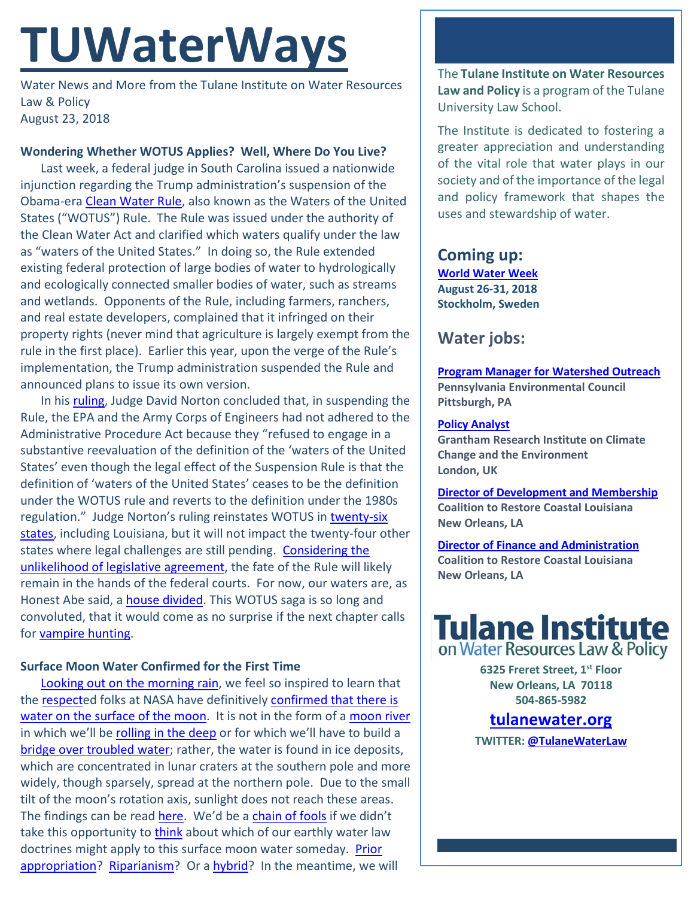# TUWaterWays

Water News and More from the Tulane Institute on Water Resources Law & Policy
August 23, 2018

**Wondering Whether WOTUS Applies? Well, Where Do You Live?**

Last week, a federal judge in South Carolina issued a nationwide injunction regarding the Trump administration's suspension of the Obama-era Clean Water Rule, also known as the Waters of the United States ("WOTUS") Rule. The Rule was issued under the authority of the Clean Water Act and clarified which waters qualify under the law as "waters of the United States." In doing so, the Rule extended existing federal protection of large bodies of water to hydrologically and ecologically connected smaller bodies of water, such as streams and wetlands. Opponents of the Rule, including farmers, ranchers, and real estate developers, complained that it infringed on their property rights (never mind that agriculture is largely exempt from the rule in the first place). Earlier this year, upon the verge of the Rule's implementation, the Trump administration suspended the Rule and announced plans to issue its own version.

In his ruling, Judge David Norton concluded that, in suspending the Rule, the EPA and the Army Corps of Engineers had not adhered to the Administrative Procedure Act because they "refused to engage in a substantive reevaluation of the definition of the 'waters of the United States' even though the legal effect of the Suspension Rule is that the definition of 'waters of the United States' ceases to be the definition under the WOTUS rule and reverts to the definition under the 1980s regulation." Judge Norton's ruling reinstates WOTUS in twenty-six states, including Louisiana, but it will not impact the twenty-four other states where legal challenges are still pending. Considering the unlikelihood of legislative agreement, the fate of the Rule will likely remain in the hands of the federal courts. For now, our waters are, as Honest Abe said, a house divided. This WOTUS saga is so long and convoluted, that it would come as no surprise if the next chapter calls for vampire hunting.

**Surface Moon Water Confirmed for the First Time**

Looking out on the morning rain, we feel so inspired to learn that the respected folks at NASA have definitively confirmed that there is water on the surface of the moon. It is not in the form of a moon river in which we'll be rolling in the deep or for which we'll have to build a bridge over troubled water; rather, the water is found in ice deposits, which are concentrated in lunar craters at the southern pole and more widely, though sparsely, spread at the northern pole. Due to the small tilt of the moon's rotation axis, sunlight does not reach these areas. The findings can be read here. We'd be a chain of fools if we didn't take this opportunity to think about which of our earthly water law doctrines might apply to this surface moon water someday. Prior appropriation? Riparianism? Or a hybrid? In the meantime, we will

The **Tulane Institute on Water Resources Law and Policy** is a program of the Tulane University Law School.

The Institute is dedicated to fostering a greater appreciation and understanding of the vital role that water plays in our society and of the importance of the legal and policy framework that shapes the uses and stewardship of water.

## Coming up:

**World Water Week**
**August 26-31, 2018**
**Stockholm, Sweden**

## Water jobs:

**Program Manager for Watershed Outreach**
**Pennsylvania Environmental Council**
**Pittsburgh, PA**

**Policy Analyst**
**Grantham Research Institute on Climate Change and the Environment**
**London, UK**

**Director of Development and Membership**
**Coalition to Restore Coastal Louisiana**
**New Orleans, LA**

**Director of Finance and Administration**
**Coalition to Restore Coastal Louisiana**
**New Orleans, LA**

**Tulane Institute on Water Resources Law & Policy**

**6325 Freret Street, 1st Floor**
**New Orleans, LA 70118**
**504-865-5982**

**tulanewater.org**

**TWITTER: @TulaneWaterLaw**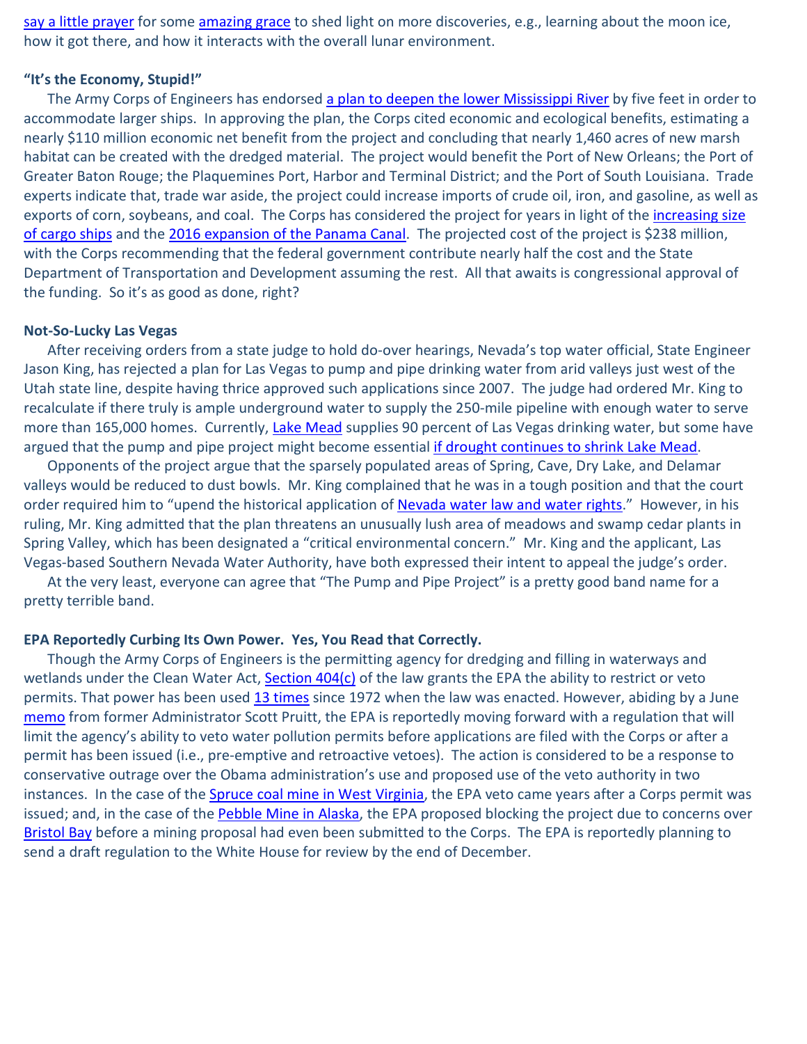say a little prayer for some amazing grace to shed light on more discoveries, e.g., learning about the moon ice, how it got there, and how it interacts with the overall lunar environment.

**"It's the Economy, Stupid!"**

The Army Corps of Engineers has endorsed a plan to deepen the lower Mississippi River by five feet in order to accommodate larger ships. In approving the plan, the Corps cited economic and ecological benefits, estimating a nearly $110 million economic net benefit from the project and concluding that nearly 1,460 acres of new marsh habitat can be created with the dredged material. The project would benefit the Port of New Orleans; the Port of Greater Baton Rouge; the Plaquemines Port, Harbor and Terminal District; and the Port of South Louisiana. Trade experts indicate that, trade war aside, the project could increase imports of crude oil, iron, and gasoline, as well as exports of corn, soybeans, and coal. The Corps has considered the project for years in light of the increasing size of cargo ships and the 2016 expansion of the Panama Canal. The projected cost of the project is $238 million, with the Corps recommending that the federal government contribute nearly half the cost and the State Department of Transportation and Development assuming the rest. All that awaits is congressional approval of the funding. So it's as good as done, right?

**Not-So-Lucky Las Vegas**

After receiving orders from a state judge to hold do-over hearings, Nevada's top water official, State Engineer Jason King, has rejected a plan for Las Vegas to pump and pipe drinking water from arid valleys just west of the Utah state line, despite having thrice approved such applications since 2007. The judge had ordered Mr. King to recalculate if there truly is ample underground water to supply the 250-mile pipeline with enough water to serve more than 165,000 homes. Currently, Lake Mead supplies 90 percent of Las Vegas drinking water, but some have argued that the pump and pipe project might become essential if drought continues to shrink Lake Mead.

Opponents of the project argue that the sparsely populated areas of Spring, Cave, Dry Lake, and Delamar valleys would be reduced to dust bowls. Mr. King complained that he was in a tough position and that the court order required him to "upend the historical application of Nevada water law and water rights." However, in his ruling, Mr. King admitted that the plan threatens an unusually lush area of meadows and swamp cedar plants in Spring Valley, which has been designated a "critical environmental concern." Mr. King and the applicant, Las Vegas-based Southern Nevada Water Authority, have both expressed their intent to appeal the judge's order.

At the very least, everyone can agree that "The Pump and Pipe Project" is a pretty good band name for a pretty terrible band.

**EPA Reportedly Curbing Its Own Power. Yes, You Read that Correctly.**

Though the Army Corps of Engineers is the permitting agency for dredging and filling in waterways and wetlands under the Clean Water Act, Section 404(c) of the law grants the EPA the ability to restrict or veto permits. That power has been used 13 times since 1972 when the law was enacted. However, abiding by a June memo from former Administrator Scott Pruitt, the EPA is reportedly moving forward with a regulation that will limit the agency's ability to veto water pollution permits before applications are filed with the Corps or after a permit has been issued (i.e., pre-emptive and retroactive vetoes). The action is considered to be a response to conservative outrage over the Obama administration's use and proposed use of the veto authority in two instances. In the case of the Spruce coal mine in West Virginia, the EPA veto came years after a Corps permit was issued; and, in the case of the Pebble Mine in Alaska, the EPA proposed blocking the project due to concerns over Bristol Bay before a mining proposal had even been submitted to the Corps. The EPA is reportedly planning to send a draft regulation to the White House for review by the end of December.